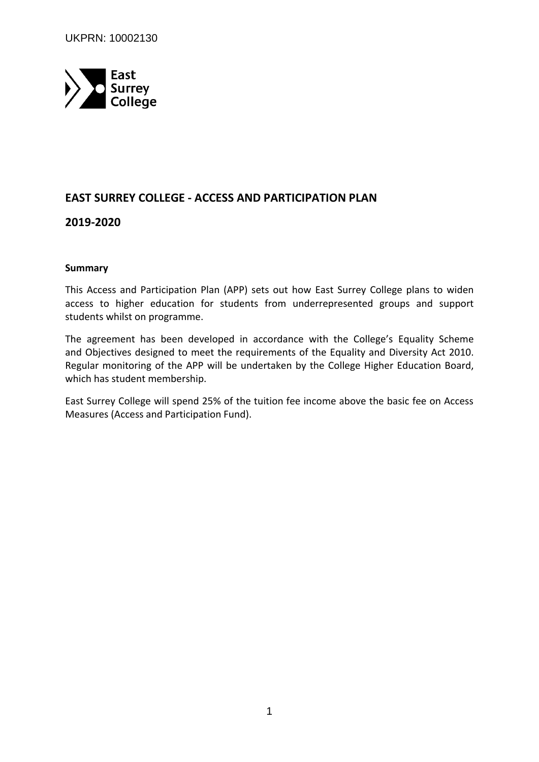UKPRN: 10002130

East Surrey College

# EAST SURREY COLLEGE - ACCESS AND PARTICIPATION PLAN

## 2019-2020

**Summary**

This Access and Participation Plan (APP) sets out how East Surrey College plans to widen access to higher education for students from underrepresented groups and support students whilst on programme.

The agreement has been developed in accordance with the College's Equality Scheme and Objectives designed to meet the requirements of the Equality and Diversity Act 2010. Regular monitoring of the APP will be undertaken by the College Higher Education Board, which has student membership.

East Surrey College will spend 25% of the tuition fee income above the basic fee on Access Measures (Access and Participation Fund).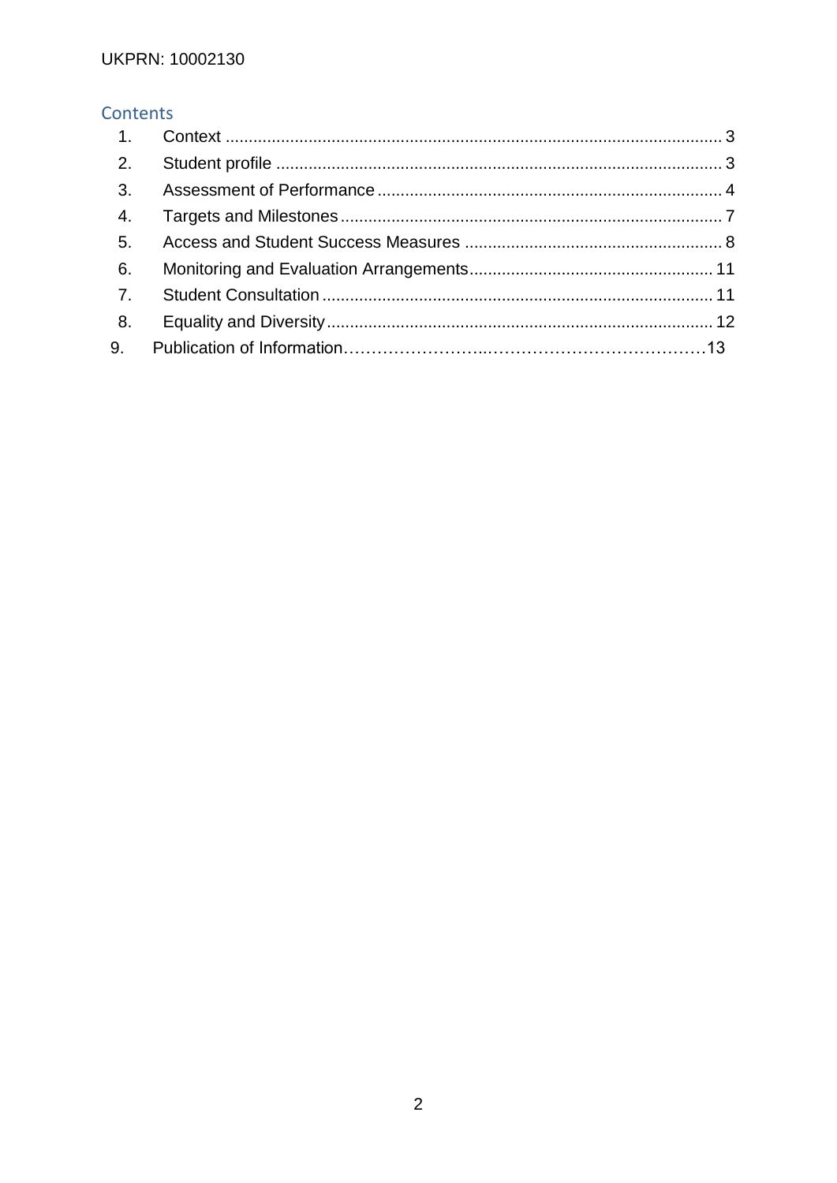UKPRN: 10002130

## Contents

1. Context .......................................................................................................... 3
2. Student profile ............................................................................................... 3
3. Assessment of Performance .......................................................................... 4
4. Targets and Milestones .................................................................................. 7
5. Access and Student Success Measures ........................................................ 8
6. Monitoring and Evaluation Arrangements..................................................... 11
7. Student Consultation .................................................................................... 11
8. Equality and Diversity ................................................................................... 12
9. Publication of Information……………………..…………………………………13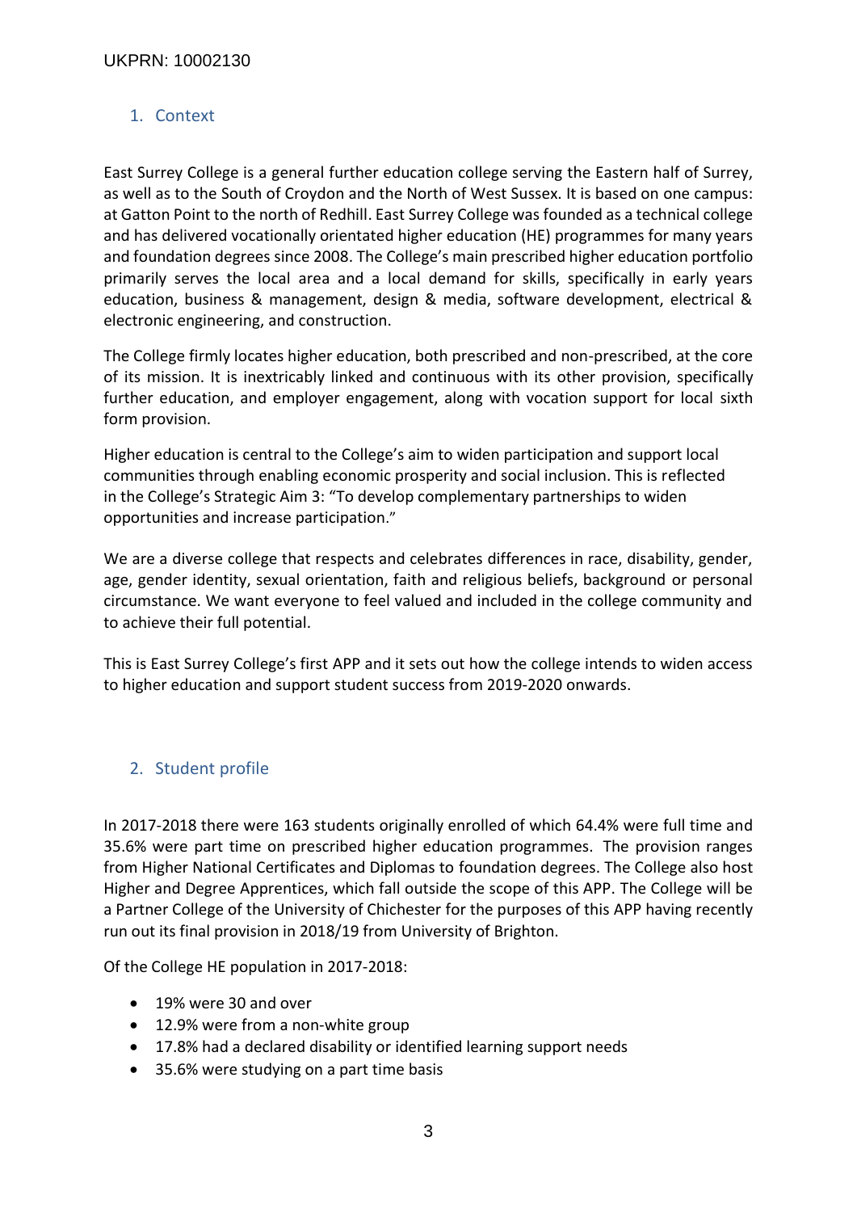## 1. Context

East Surrey College is a general further education college serving the Eastern half of Surrey, as well as to the South of Croydon and the North of West Sussex. It is based on one campus: at Gatton Point to the north of Redhill. East Surrey College was founded as a technical college and has delivered vocationally orientated higher education (HE) programmes for many years and foundation degrees since 2008. The College's main prescribed higher education portfolio primarily serves the local area and a local demand for skills, specifically in early years education, business & management, design & media, software development, electrical & electronic engineering, and construction.

The College firmly locates higher education, both prescribed and non-prescribed, at the core of its mission. It is inextricably linked and continuous with its other provision, specifically further education, and employer engagement, along with vocation support for local sixth form provision.

Higher education is central to the College's aim to widen participation and support local communities through enabling economic prosperity and social inclusion. This is reflected in the College's Strategic Aim 3: "To develop complementary partnerships to widen opportunities and increase participation."

We are a diverse college that respects and celebrates differences in race, disability, gender, age, gender identity, sexual orientation, faith and religious beliefs, background or personal circumstance. We want everyone to feel valued and included in the college community and to achieve their full potential.

This is East Surrey College's first APP and it sets out how the college intends to widen access to higher education and support student success from 2019-2020 onwards.

## 2. Student profile

In 2017-2018 there were 163 students originally enrolled of which 64.4% were full time and 35.6% were part time on prescribed higher education programmes. The provision ranges from Higher National Certificates and Diplomas to foundation degrees. The College also host Higher and Degree Apprentices, which fall outside the scope of this APP. The College will be a Partner College of the University of Chichester for the purposes of this APP having recently run out its final provision in 2018/19 from University of Brighton.

Of the College HE population in 2017-2018:

- 19% were 30 and over
- 12.9% were from a non-white group
- 17.8% had a declared disability or identified learning support needs
- 35.6% were studying on a part time basis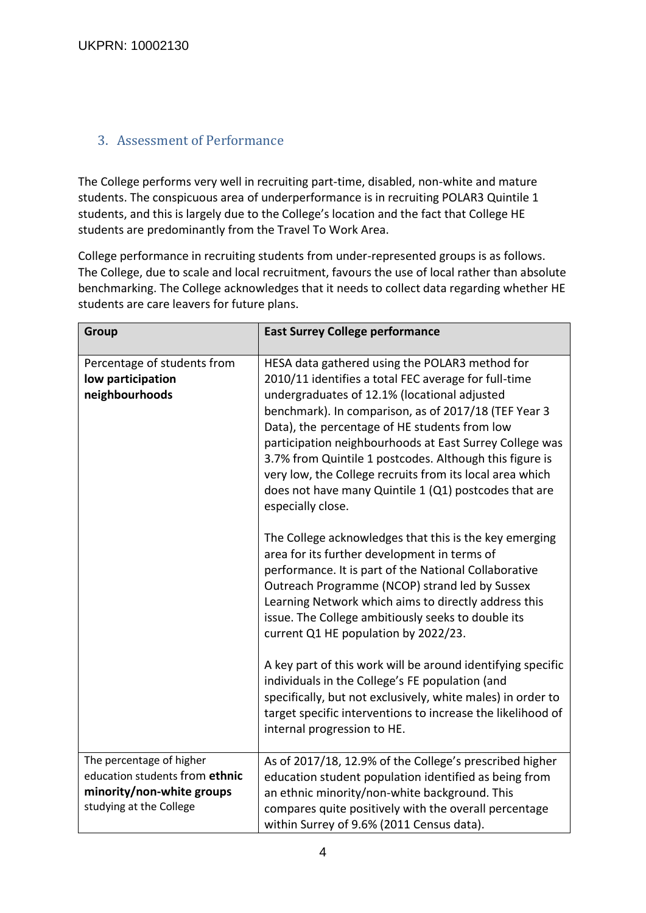UKPRN: 10002130

## 3. Assessment of Performance

The College performs very well in recruiting part-time, disabled, non-white and mature students. The conspicuous area of underperformance is in recruiting POLAR3 Quintile 1 students, and this is largely due to the College's location and the fact that College HE students are predominantly from the Travel To Work Area.

College performance in recruiting students from under-represented groups is as follows. The College, due to scale and local recruitment, favours the use of local rather than absolute benchmarking. The College acknowledges that it needs to collect data regarding whether HE students are care leavers for future plans.

| Group | East Surrey College performance |
|---|---|
| Percentage of students from **low participation neighbourhoods** | HESA data gathered using the POLAR3 method for 2010/11 identifies a total FEC average for full-time undergraduates of 12.1% (locational adjusted benchmark). In comparison, as of 2017/18 (TEF Year 3 Data), the percentage of HE students from low participation neighbourhoods at East Surrey College was 3.7% from Quintile 1 postcodes. Although this figure is very low, the College recruits from its local area which does not have many Quintile 1 (Q1) postcodes that are especially close.<br><br>The College acknowledges that this is the key emerging area for its further development in terms of performance. It is part of the National Collaborative Outreach Programme (NCOP) strand led by Sussex Learning Network which aims to directly address this issue. The College ambitiously seeks to double its current Q1 HE population by 2022/23.<br><br>A key part of this work will be around identifying specific individuals in the College's FE population (and specifically, but not exclusively, white males) in order to target specific interventions to increase the likelihood of internal progression to HE. |
| The percentage of higher education students from **ethnic minority/non-white groups** studying at the College | As of 2017/18, 12.9% of the College's prescribed higher education student population identified as being from an ethnic minority/non-white background. This compares quite positively with the overall percentage within Surrey of 9.6% (2011 Census data). |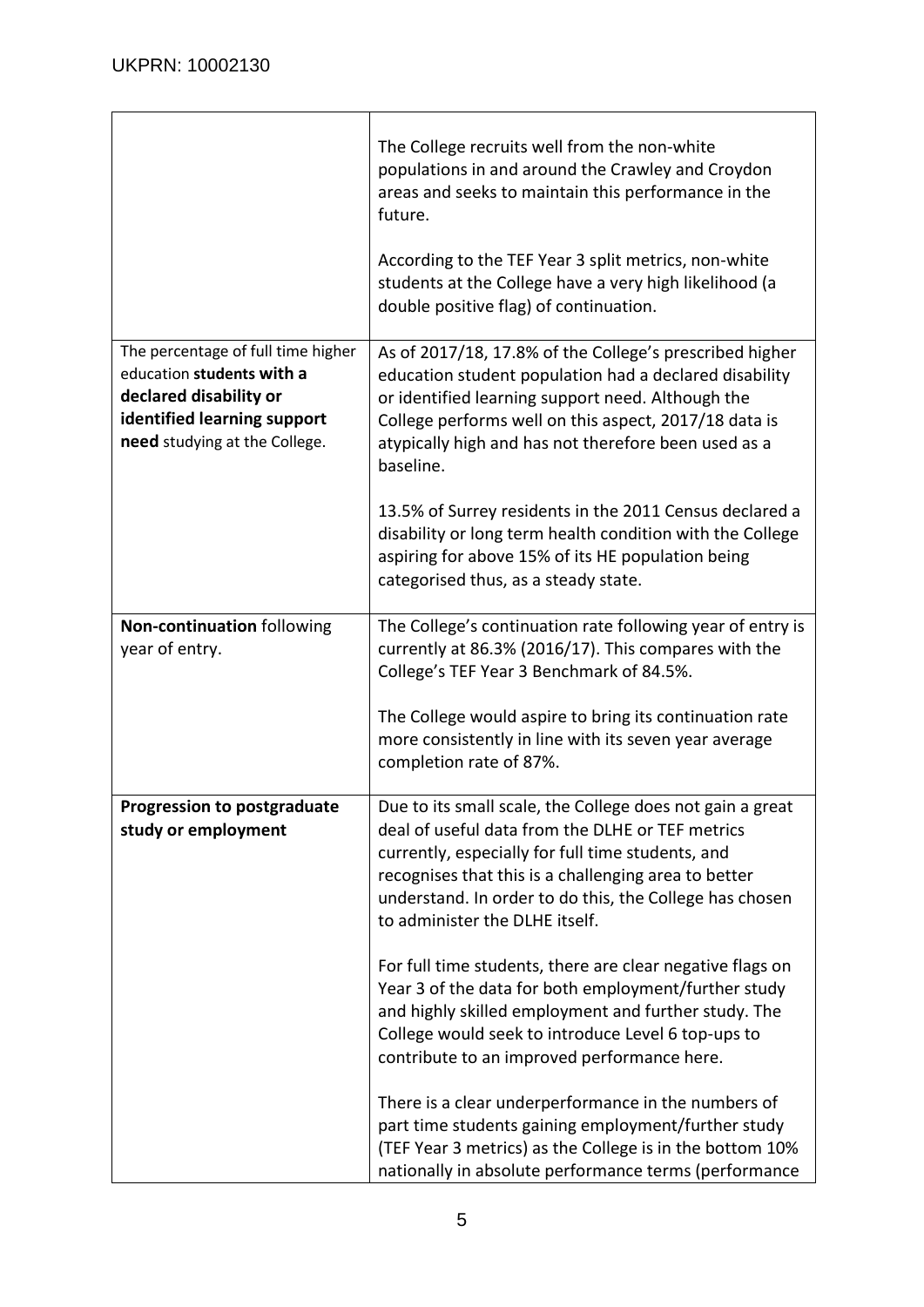| | |
|---|---|
| | The College recruits well from the non-white populations in and around the Crawley and Croydon areas and seeks to maintain this performance in the future.<br><br>According to the TEF Year 3 split metrics, non-white students at the College have a very high likelihood (a double positive flag) of continuation. |
| The percentage of full time higher education **students with a declared disability or identified learning support need** studying at the College. | As of 2017/18, 17.8% of the College's prescribed higher education student population had a declared disability or identified learning support need. Although the College performs well on this aspect, 2017/18 data is atypically high and has not therefore been used as a baseline.<br><br>13.5% of Surrey residents in the 2011 Census declared a disability or long term health condition with the College aspiring for above 15% of its HE population being categorised thus, as a steady state. |
| **Non-continuation** following year of entry. | The College's continuation rate following year of entry is currently at 86.3% (2016/17). This compares with the College's TEF Year 3 Benchmark of 84.5%.<br><br>The College would aspire to bring its continuation rate more consistently in line with its seven year average completion rate of 87%. |
| **Progression to postgraduate study or employment** | Due to its small scale, the College does not gain a great deal of useful data from the DLHE or TEF metrics currently, especially for full time students, and recognises that this is a challenging area to better understand. In order to do this, the College has chosen to administer the DLHE itself.<br><br>For full time students, there are clear negative flags on Year 3 of the data for both employment/further study and highly skilled employment and further study. The College would seek to introduce Level 6 top-ups to contribute to an improved performance here.<br><br>There is a clear underperformance in the numbers of part time students gaining employment/further study (TEF Year 3 metrics) as the College is in the bottom 10% nationally in absolute performance terms (performance |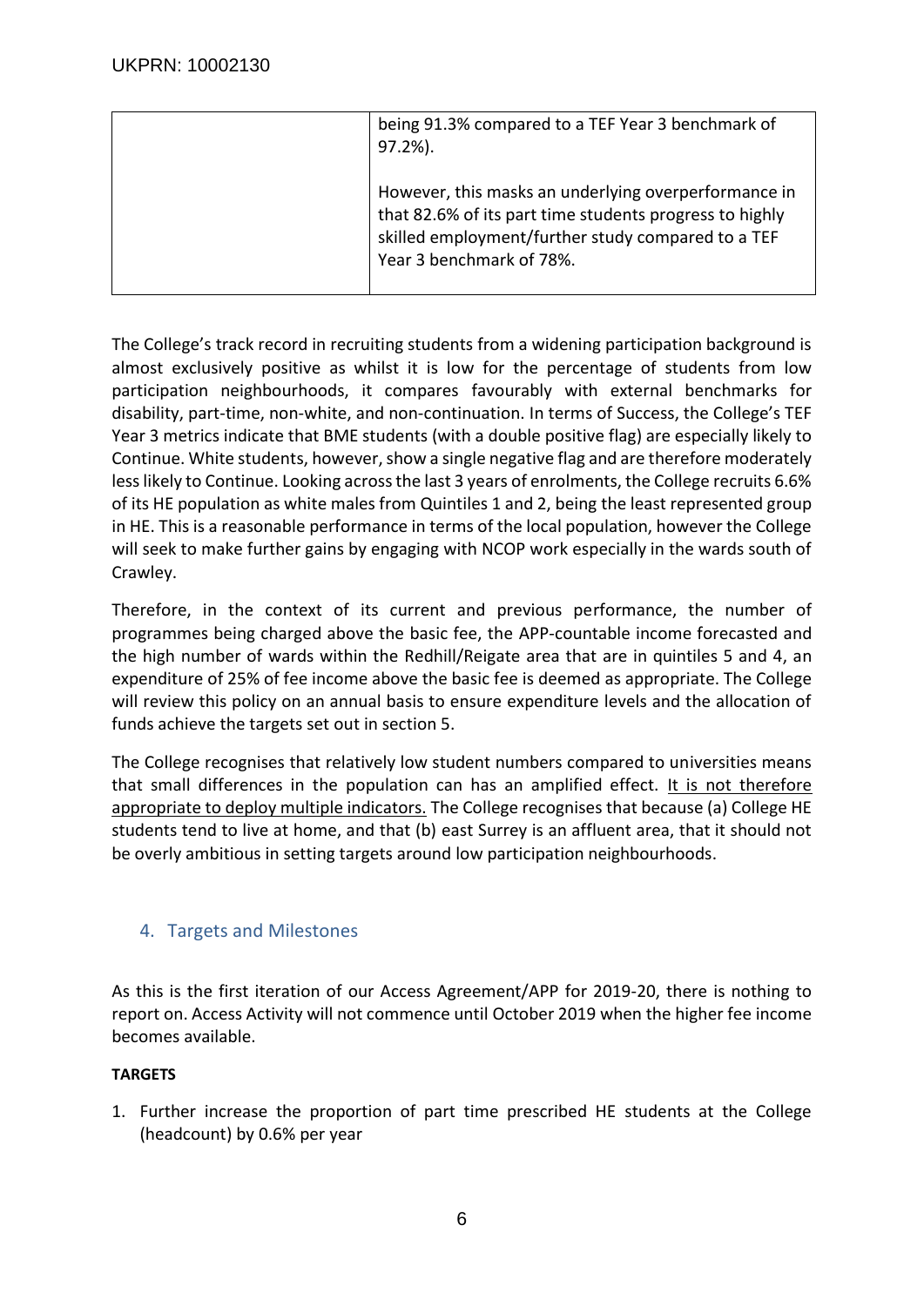| | being 91.3% compared to a TEF Year 3 benchmark of 97.2%).<br><br>However, this masks an underlying overperformance in that 82.6% of its part time students progress to highly skilled employment/further study compared to a TEF Year 3 benchmark of 78%. |
|---|---|

The College's track record in recruiting students from a widening participation background is almost exclusively positive as whilst it is low for the percentage of students from low participation neighbourhoods, it compares favourably with external benchmarks for disability, part-time, non-white, and non-continuation. In terms of Success, the College's TEF Year 3 metrics indicate that BME students (with a double positive flag) are especially likely to Continue. White students, however, show a single negative flag and are therefore moderately less likely to Continue. Looking across the last 3 years of enrolments, the College recruits 6.6% of its HE population as white males from Quintiles 1 and 2, being the least represented group in HE. This is a reasonable performance in terms of the local population, however the College will seek to make further gains by engaging with NCOP work especially in the wards south of Crawley.

Therefore, in the context of its current and previous performance, the number of programmes being charged above the basic fee, the APP-countable income forecasted and the high number of wards within the Redhill/Reigate area that are in quintiles 5 and 4, an expenditure of 25% of fee income above the basic fee is deemed as appropriate. The College will review this policy on an annual basis to ensure expenditure levels and the allocation of funds achieve the targets set out in section 5.

The College recognises that relatively low student numbers compared to universities means that small differences in the population can has an amplified effect. It is not therefore appropriate to deploy multiple indicators. The College recognises that because (a) College HE students tend to live at home, and that (b) east Surrey is an affluent area, that it should not be overly ambitious in setting targets around low participation neighbourhoods.

## 4. Targets and Milestones

As this is the first iteration of our Access Agreement/APP for 2019-20, there is nothing to report on. Access Activity will not commence until October 2019 when the higher fee income becomes available.

**TARGETS**

1. Further increase the proportion of part time prescribed HE students at the College (headcount) by 0.6% per year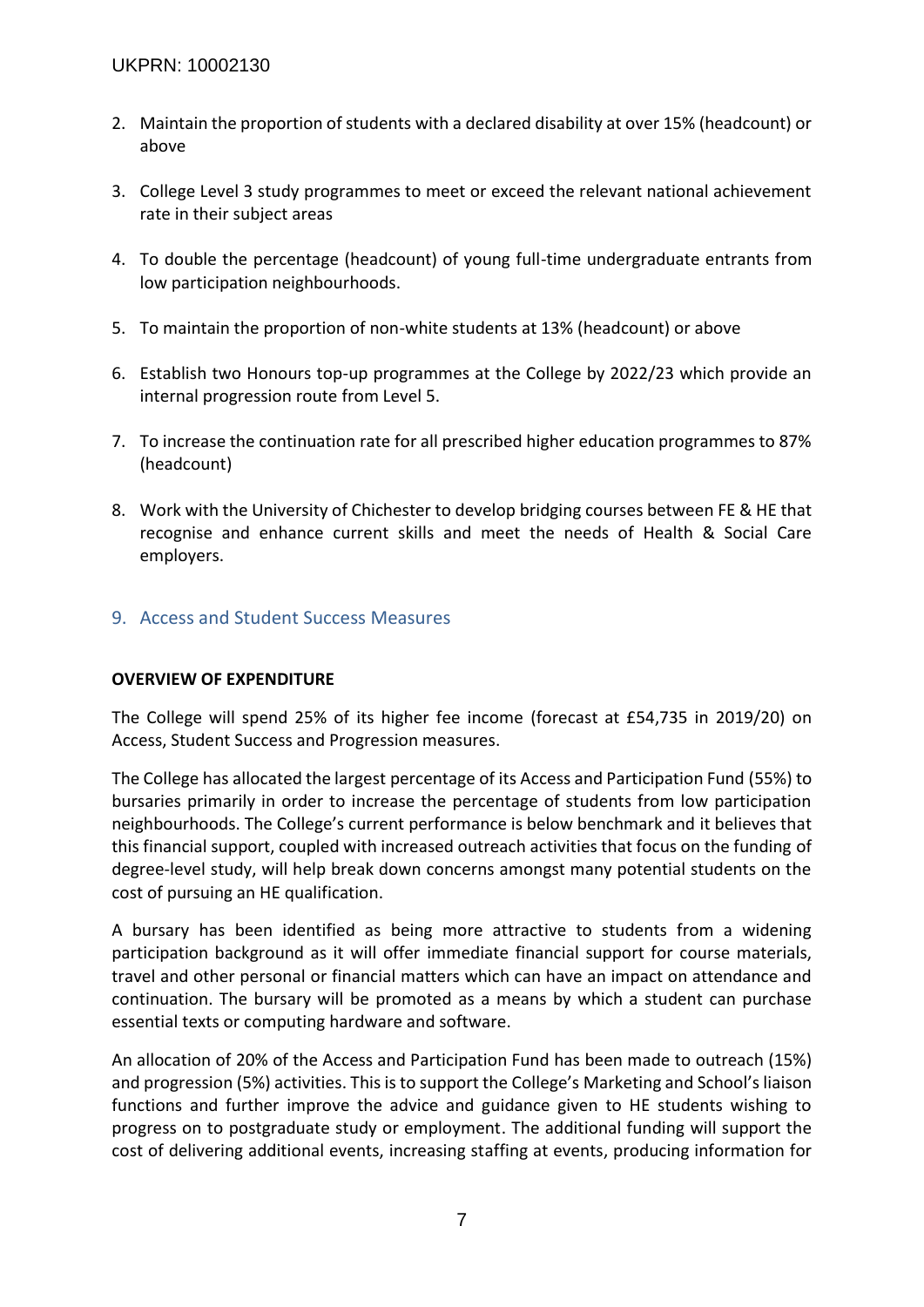2. Maintain the proportion of students with a declared disability at over 15% (headcount) or above

3. College Level 3 study programmes to meet or exceed the relevant national achievement rate in their subject areas

4. To double the percentage (headcount) of young full-time undergraduate entrants from low participation neighbourhoods.

5. To maintain the proportion of non-white students at 13% (headcount) or above

6. Establish two Honours top-up programmes at the College by 2022/23 which provide an internal progression route from Level 5.

7. To increase the continuation rate for all prescribed higher education programmes to 87% (headcount)

8. Work with the University of Chichester to develop bridging courses between FE & HE that recognise and enhance current skills and meet the needs of Health & Social Care employers.

## 9. Access and Student Success Measures

**OVERVIEW OF EXPENDITURE**

The College will spend 25% of its higher fee income (forecast at £54,735 in 2019/20) on Access, Student Success and Progression measures.

The College has allocated the largest percentage of its Access and Participation Fund (55%) to bursaries primarily in order to increase the percentage of students from low participation neighbourhoods. The College's current performance is below benchmark and it believes that this financial support, coupled with increased outreach activities that focus on the funding of degree-level study, will help break down concerns amongst many potential students on the cost of pursuing an HE qualification.

A bursary has been identified as being more attractive to students from a widening participation background as it will offer immediate financial support for course materials, travel and other personal or financial matters which can have an impact on attendance and continuation. The bursary will be promoted as a means by which a student can purchase essential texts or computing hardware and software.

An allocation of 20% of the Access and Participation Fund has been made to outreach (15%) and progression (5%) activities. This is to support the College's Marketing and School's liaison functions and further improve the advice and guidance given to HE students wishing to progress on to postgraduate study or employment. The additional funding will support the cost of delivering additional events, increasing staffing at events, producing information for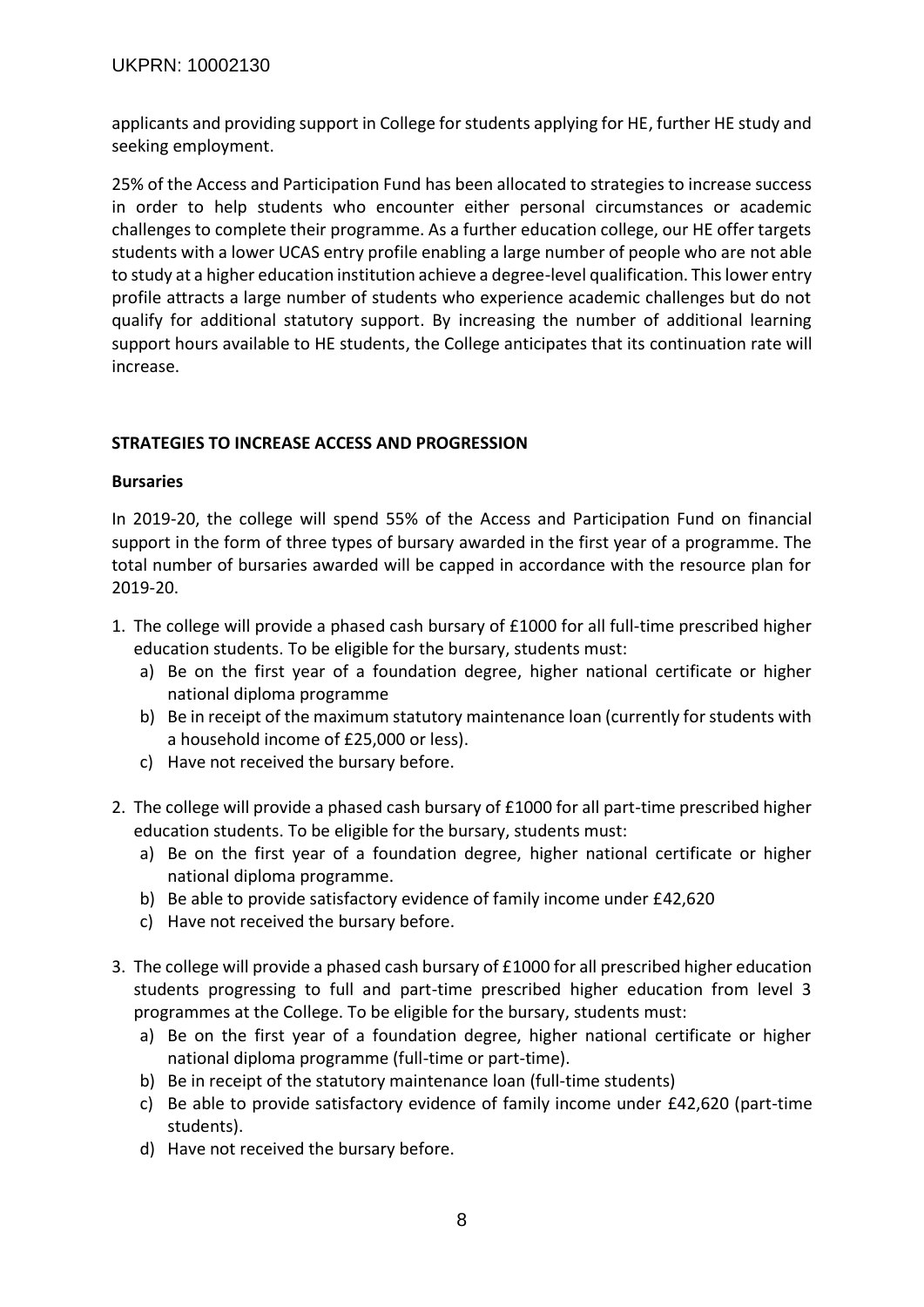applicants and providing support in College for students applying for HE, further HE study and seeking employment.

25% of the Access and Participation Fund has been allocated to strategies to increase success in order to help students who encounter either personal circumstances or academic challenges to complete their programme. As a further education college, our HE offer targets students with a lower UCAS entry profile enabling a large number of people who are not able to study at a higher education institution achieve a degree-level qualification. This lower entry profile attracts a large number of students who experience academic challenges but do not qualify for additional statutory support. By increasing the number of additional learning support hours available to HE students, the College anticipates that its continuation rate will increase.

## STRATEGIES TO INCREASE ACCESS AND PROGRESSION

### Bursaries

In 2019-20, the college will spend 55% of the Access and Participation Fund on financial support in the form of three types of bursary awarded in the first year of a programme. The total number of bursaries awarded will be capped in accordance with the resource plan for 2019-20.

1. The college will provide a phased cash bursary of £1000 for all full-time prescribed higher education students. To be eligible for the bursary, students must:
   a) Be on the first year of a foundation degree, higher national certificate or higher national diploma programme
   b) Be in receipt of the maximum statutory maintenance loan (currently for students with a household income of £25,000 or less).
   c) Have not received the bursary before.

2. The college will provide a phased cash bursary of £1000 for all part-time prescribed higher education students. To be eligible for the bursary, students must:
   a) Be on the first year of a foundation degree, higher national certificate or higher national diploma programme.
   b) Be able to provide satisfactory evidence of family income under £42,620
   c) Have not received the bursary before.

3. The college will provide a phased cash bursary of £1000 for all prescribed higher education students progressing to full and part-time prescribed higher education from level 3 programmes at the College. To be eligible for the bursary, students must:
   a) Be on the first year of a foundation degree, higher national certificate or higher national diploma programme (full-time or part-time).
   b) Be in receipt of the statutory maintenance loan (full-time students)
   c) Be able to provide satisfactory evidence of family income under £42,620 (part-time students).
   d) Have not received the bursary before.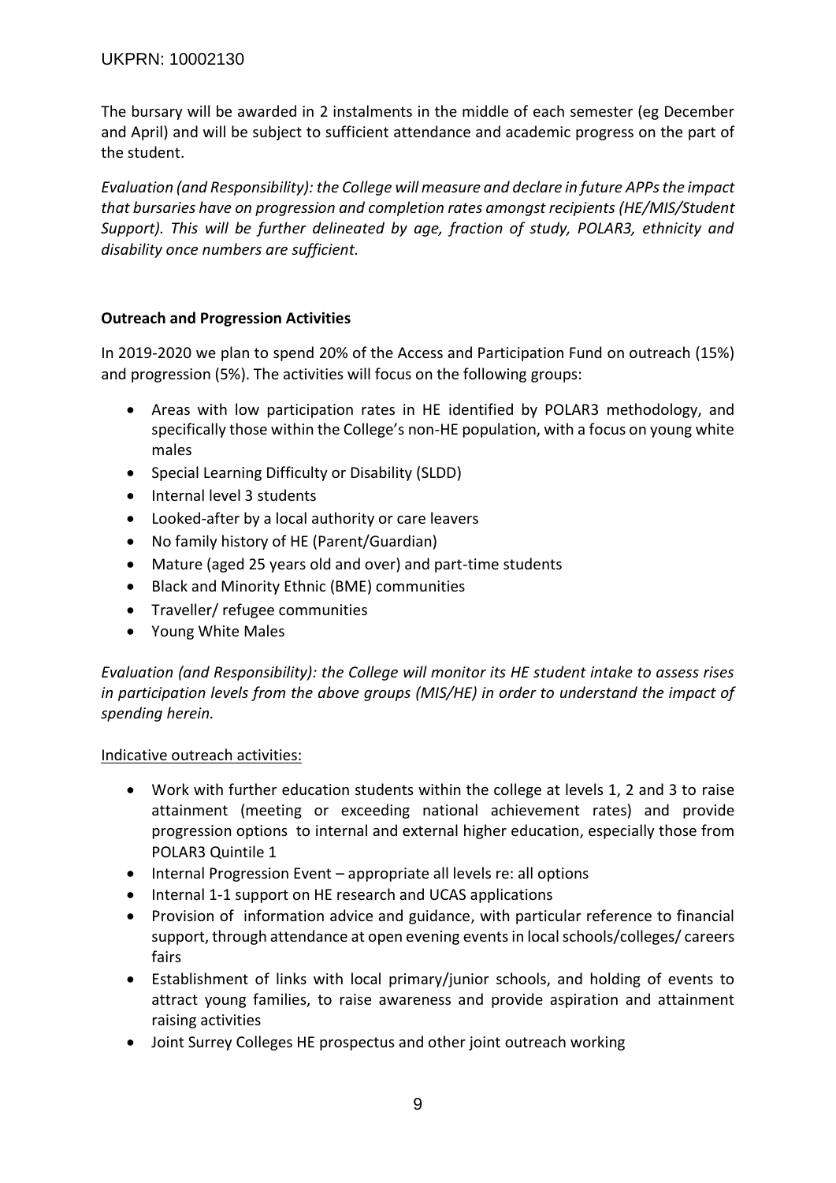The bursary will be awarded in 2 instalments in the middle of each semester (eg December and April) and will be subject to sufficient attendance and academic progress on the part of the student.

*Evaluation (and Responsibility): the College will measure and declare in future APPs the impact that bursaries have on progression and completion rates amongst recipients (HE/MIS/Student Support). This will be further delineated by age, fraction of study, POLAR3, ethnicity and disability once numbers are sufficient.*

**Outreach and Progression Activities**

In 2019-2020 we plan to spend 20% of the Access and Participation Fund on outreach (15%) and progression (5%). The activities will focus on the following groups:

- Areas with low participation rates in HE identified by POLAR3 methodology, and specifically those within the College's non-HE population, with a focus on young white males
- Special Learning Difficulty or Disability (SLDD)
- Internal level 3 students
- Looked-after by a local authority or care leavers
- No family history of HE (Parent/Guardian)
- Mature (aged 25 years old and over) and part-time students
- Black and Minority Ethnic (BME) communities
- Traveller/ refugee communities
- Young White Males

*Evaluation (and Responsibility): the College will monitor its HE student intake to assess rises in participation levels from the above groups (MIS/HE) in order to understand the impact of spending herein.*

<u>Indicative outreach activities:</u>

- Work with further education students within the college at levels 1, 2 and 3 to raise attainment (meeting or exceeding national achievement rates) and provide progression options to internal and external higher education, especially those from POLAR3 Quintile 1
- Internal Progression Event – appropriate all levels re: all options
- Internal 1-1 support on HE research and UCAS applications
- Provision of information advice and guidance, with particular reference to financial support, through attendance at open evening events in local schools/colleges/ careers fairs
- Establishment of links with local primary/junior schools, and holding of events to attract young families, to raise awareness and provide aspiration and attainment raising activities
- Joint Surrey Colleges HE prospectus and other joint outreach working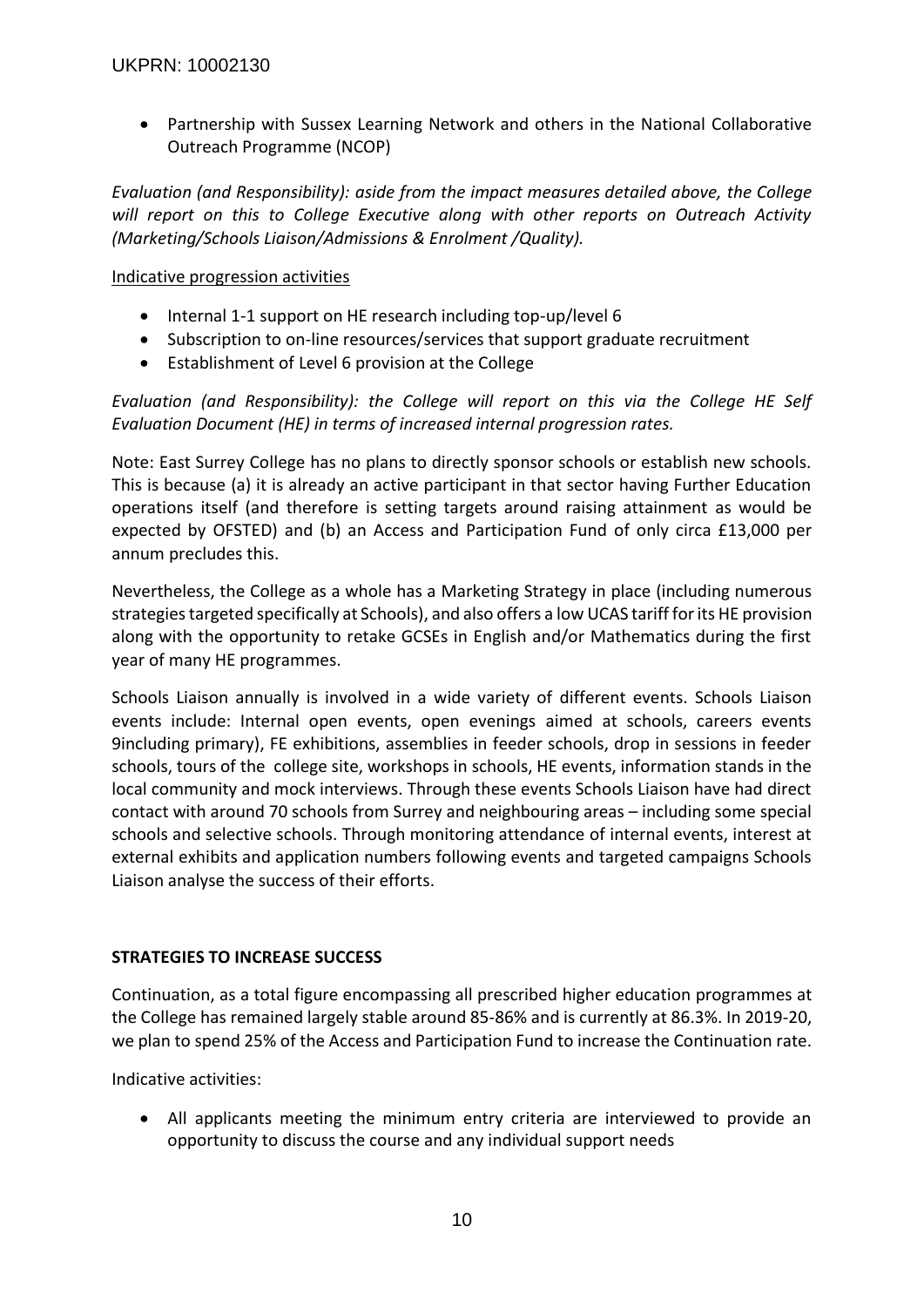- Partnership with Sussex Learning Network and others in the National Collaborative Outreach Programme (NCOP)

*Evaluation (and Responsibility): aside from the impact measures detailed above, the College will report on this to College Executive along with other reports on Outreach Activity (Marketing/Schools Liaison/Admissions & Enrolment /Quality).*

Indicative progression activities

- Internal 1-1 support on HE research including top-up/level 6
- Subscription to on-line resources/services that support graduate recruitment
- Establishment of Level 6 provision at the College

*Evaluation (and Responsibility): the College will report on this via the College HE Self Evaluation Document (HE) in terms of increased internal progression rates.*

Note: East Surrey College has no plans to directly sponsor schools or establish new schools. This is because (a) it is already an active participant in that sector having Further Education operations itself (and therefore is setting targets around raising attainment as would be expected by OFSTED) and (b) an Access and Participation Fund of only circa £13,000 per annum precludes this.

Nevertheless, the College as a whole has a Marketing Strategy in place (including numerous strategies targeted specifically at Schools), and also offers a low UCAS tariff for its HE provision along with the opportunity to retake GCSEs in English and/or Mathematics during the first year of many HE programmes.

Schools Liaison annually is involved in a wide variety of different events. Schools Liaison events include: Internal open events, open evenings aimed at schools, careers events 9including primary), FE exhibitions, assemblies in feeder schools, drop in sessions in feeder schools, tours of the college site, workshops in schools, HE events, information stands in the local community and mock interviews. Through these events Schools Liaison have had direct contact with around 70 schools from Surrey and neighbouring areas – including some special schools and selective schools. Through monitoring attendance of internal events, interest at external exhibits and application numbers following events and targeted campaigns Schools Liaison analyse the success of their efforts.

**STRATEGIES TO INCREASE SUCCESS**

Continuation, as a total figure encompassing all prescribed higher education programmes at the College has remained largely stable around 85-86% and is currently at 86.3%. In 2019-20, we plan to spend 25% of the Access and Participation Fund to increase the Continuation rate.

Indicative activities:

- All applicants meeting the minimum entry criteria are interviewed to provide an opportunity to discuss the course and any individual support needs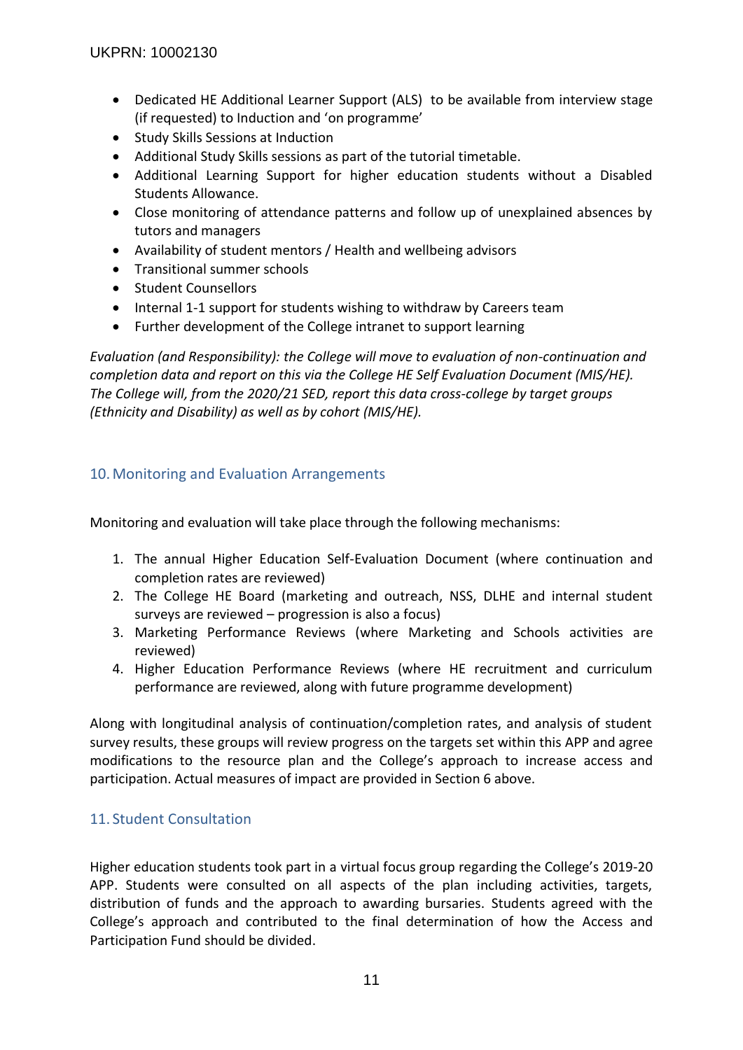- Dedicated HE Additional Learner Support (ALS) to be available from interview stage (if requested) to Induction and 'on programme'
- Study Skills Sessions at Induction
- Additional Study Skills sessions as part of the tutorial timetable.
- Additional Learning Support for higher education students without a Disabled Students Allowance.
- Close monitoring of attendance patterns and follow up of unexplained absences by tutors and managers
- Availability of student mentors / Health and wellbeing advisors
- Transitional summer schools
- Student Counsellors
- Internal 1-1 support for students wishing to withdraw by Careers team
- Further development of the College intranet to support learning

*Evaluation (and Responsibility): the College will move to evaluation of non-continuation and completion data and report on this via the College HE Self Evaluation Document (MIS/HE). The College will, from the 2020/21 SED, report this data cross-college by target groups (Ethnicity and Disability) as well as by cohort (MIS/HE).*

## 10. Monitoring and Evaluation Arrangements

Monitoring and evaluation will take place through the following mechanisms:

1. The annual Higher Education Self-Evaluation Document (where continuation and completion rates are reviewed)
2. The College HE Board (marketing and outreach, NSS, DLHE and internal student surveys are reviewed – progression is also a focus)
3. Marketing Performance Reviews (where Marketing and Schools activities are reviewed)
4. Higher Education Performance Reviews (where HE recruitment and curriculum performance are reviewed, along with future programme development)

Along with longitudinal analysis of continuation/completion rates, and analysis of student survey results, these groups will review progress on the targets set within this APP and agree modifications to the resource plan and the College's approach to increase access and participation. Actual measures of impact are provided in Section 6 above.

## 11. Student Consultation

Higher education students took part in a virtual focus group regarding the College's 2019-20 APP. Students were consulted on all aspects of the plan including activities, targets, distribution of funds and the approach to awarding bursaries. Students agreed with the College's approach and contributed to the final determination of how the Access and Participation Fund should be divided.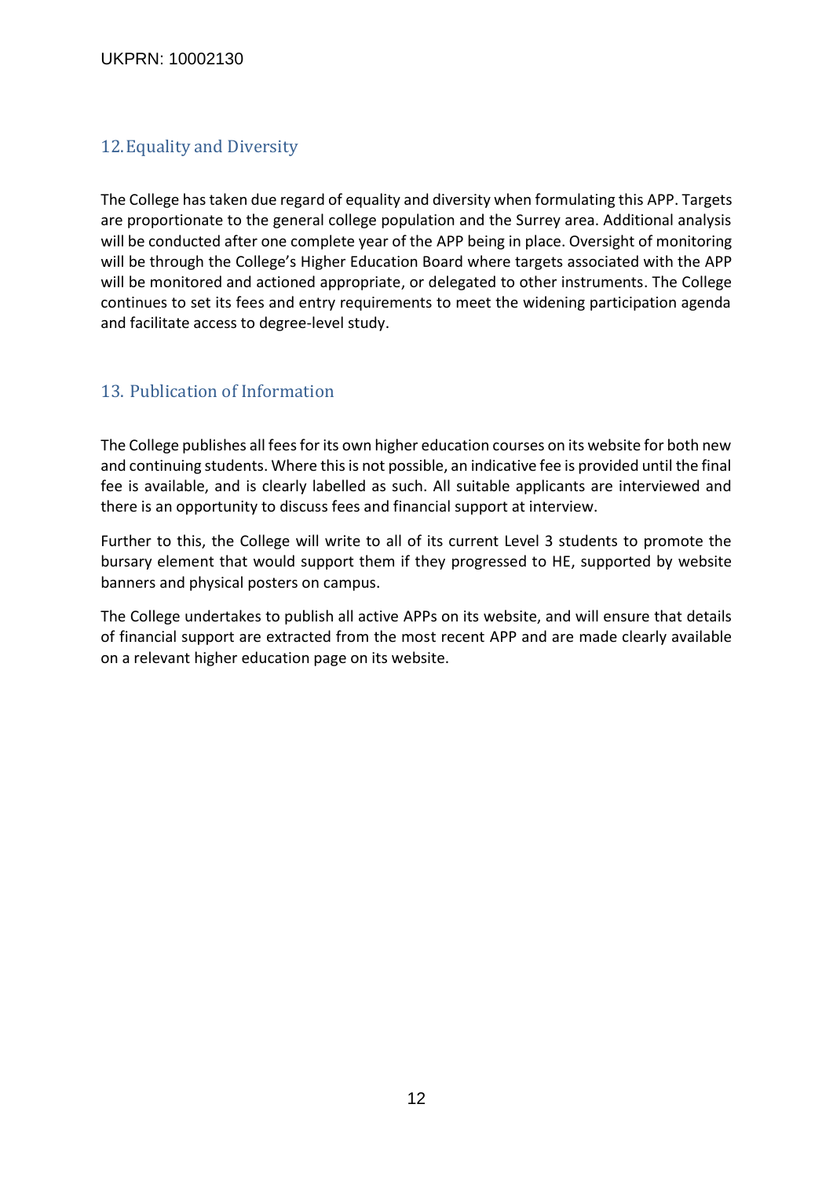## 12. Equality and Diversity

The College has taken due regard of equality and diversity when formulating this APP. Targets are proportionate to the general college population and the Surrey area. Additional analysis will be conducted after one complete year of the APP being in place. Oversight of monitoring will be through the College's Higher Education Board where targets associated with the APP will be monitored and actioned appropriate, or delegated to other instruments. The College continues to set its fees and entry requirements to meet the widening participation agenda and facilitate access to degree-level study.

## 13. Publication of Information

The College publishes all fees for its own higher education courses on its website for both new and continuing students. Where this is not possible, an indicative fee is provided until the final fee is available, and is clearly labelled as such. All suitable applicants are interviewed and there is an opportunity to discuss fees and financial support at interview.

Further to this, the College will write to all of its current Level 3 students to promote the bursary element that would support them if they progressed to HE, supported by website banners and physical posters on campus.

The College undertakes to publish all active APPs on its website, and will ensure that details of financial support are extracted from the most recent APP and are made clearly available on a relevant higher education page on its website.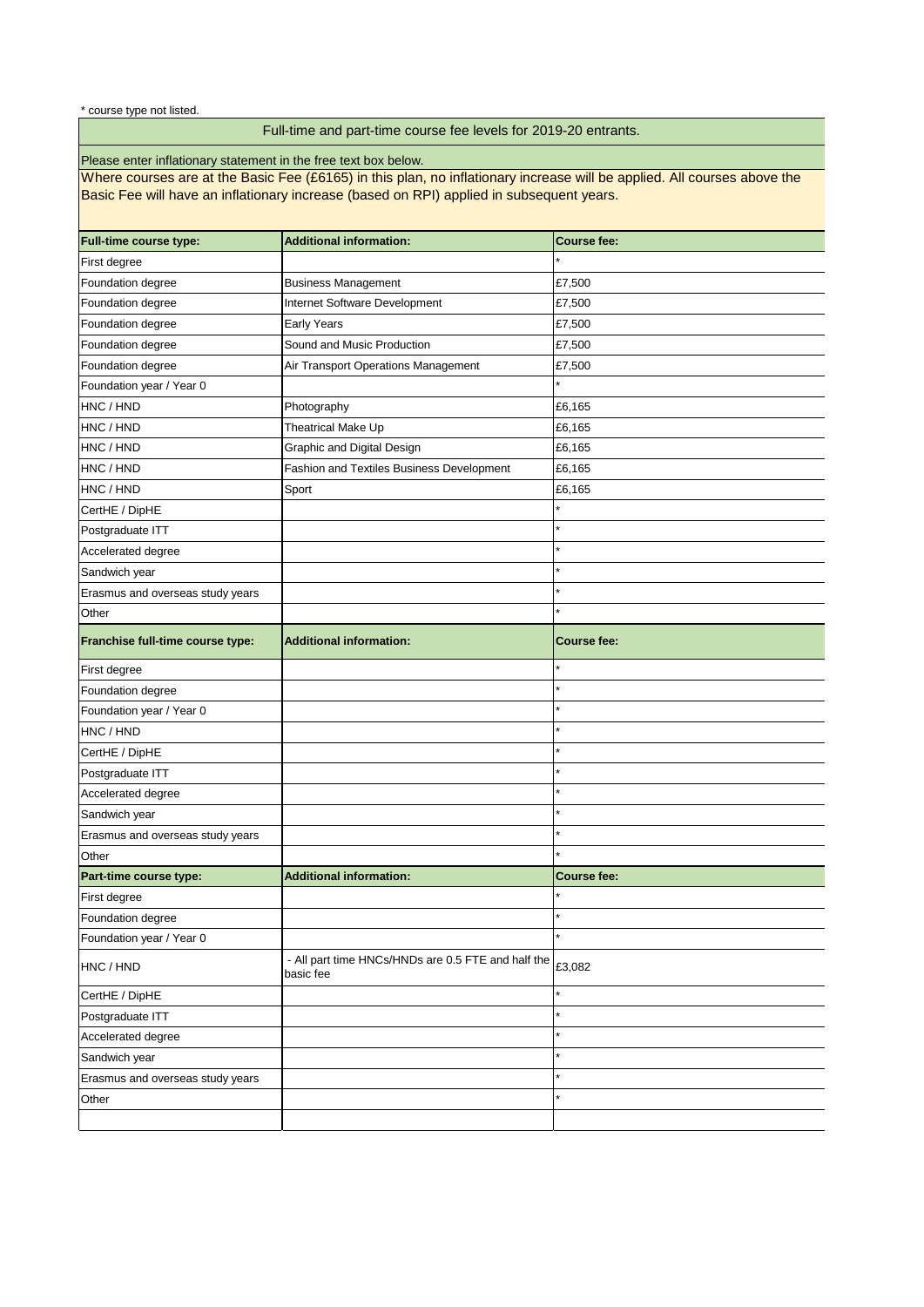\* course type not listed.

## Full-time and part-time course fee levels for 2019-20 entrants.

Please enter inflationary statement in the free text box below.

Where courses are at the Basic Fee (£6165) in this plan, no inflationary increase will be applied. All courses above the Basic Fee will have an inflationary increase (based on RPI) applied in subsequent years.

| Full-time course type: | Additional information: | Course fee: |
|---|---|---|
| First degree | | * |
| Foundation degree | Business Management | £7,500 |
| Foundation degree | Internet Software Development | £7,500 |
| Foundation degree | Early Years | £7,500 |
| Foundation degree | Sound and Music Production | £7,500 |
| Foundation degree | Air Transport Operations Management | £7,500 |
| Foundation year / Year 0 | | * |
| HNC / HND | Photography | £6,165 |
| HNC / HND | Theatrical Make Up | £6,165 |
| HNC / HND | Graphic and Digital Design | £6,165 |
| HNC / HND | Fashion and Textiles Business Development | £6,165 |
| HNC / HND | Sport | £6,165 |
| CertHE / DipHE | | * |
| Postgraduate ITT | | * |
| Accelerated degree | | * |
| Sandwich year | | * |
| Erasmus and overseas study years | | * |
| Other | | * |

| Franchise full-time course type: | Additional information: | Course fee: |
|---|---|---|
| First degree | | * |
| Foundation degree | | * |
| Foundation year / Year 0 | | * |
| HNC / HND | | * |
| CertHE / DipHE | | * |
| Postgraduate ITT | | * |
| Accelerated degree | | * |
| Sandwich year | | * |
| Erasmus and overseas study years | | * |
| Other | | * |

| Part-time course type: | Additional information: | Course fee: |
|---|---|---|
| First degree | | * |
| Foundation degree | | * |
| Foundation year / Year 0 | | * |
| HNC / HND | - All part time HNCs/HNDs are 0.5 FTE and half the basic fee | £3,082 |
| CertHE / DipHE | | * |
| Postgraduate ITT | | * |
| Accelerated degree | | * |
| Sandwich year | | * |
| Erasmus and overseas study years | | * |
| Other | | * |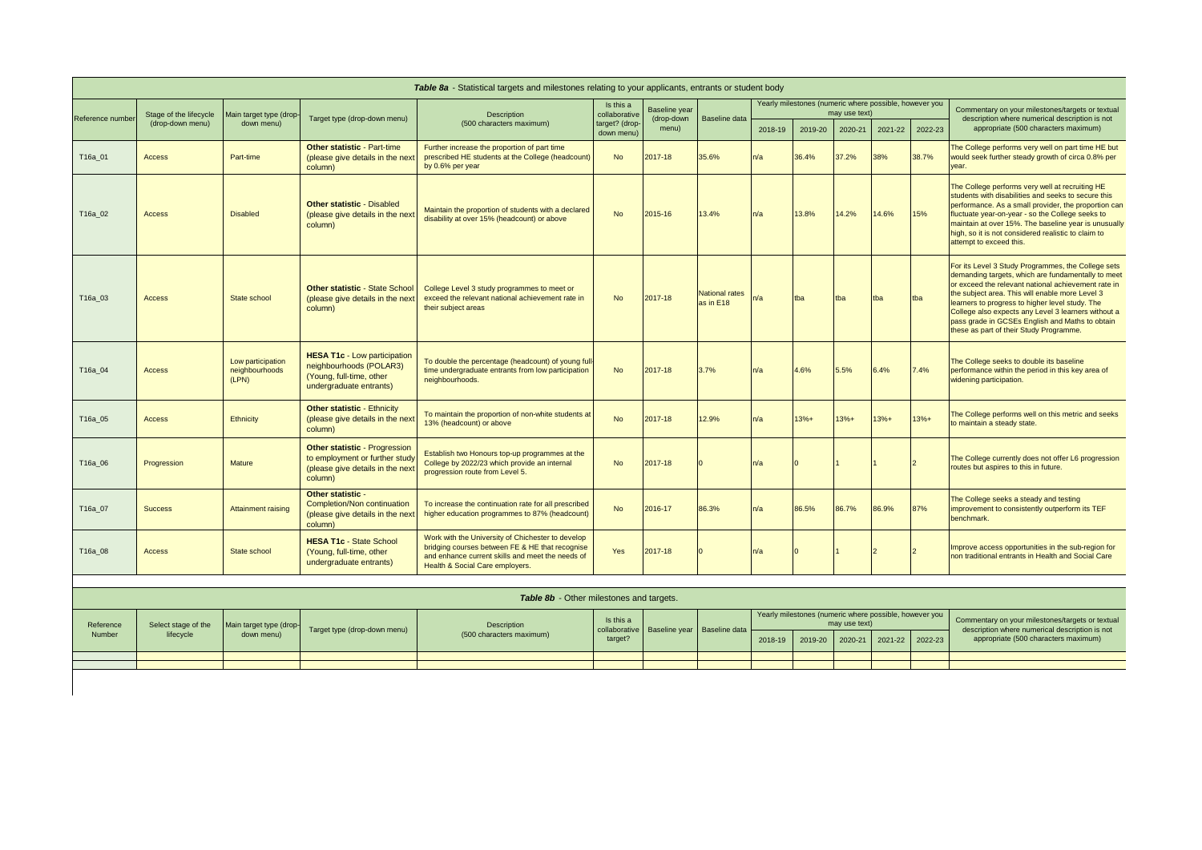**Table 8a** - Statistical targets and milestones relating to your applicants, entrants or student body

| Reference number | Stage of the lifecycle (drop-down menu) | Main target type (drop-down menu) | Target type (drop-down menu) | Description (500 characters maximum) | Is this a collaborative target? (drop-down menu) | Baseline year (drop-down menu) | Baseline data | Yearly milestones (numeric where possible, however you may use text) | | | | | Commentary on your milestones/targets or textual description where numerical description is not appropriate (500 characters maximum) |
|---|---|---|---|---|---|---|---|---|---|---|---|---|---|
| | | | | | | | | 2018-19 | 2019-20 | 2020-21 | 2021-22 | 2022-23 | |
| T16a_01 | Access | Part-time | **Other statistic** - Part-time (please give details in the next column) | Further increase the proportion of part time prescribed HE students at the College (headcount) by 0.6% per year | No | 2017-18 | 35.6% | n/a | 36.4% | 37.2% | 38% | 38.7% | The College performs very well on part time HE but would seek further steady growth of circa 0.8% per year. |
| T16a_02 | Access | Disabled | **Other statistic** - Disabled (please give details in the next column) | Maintain the proportion of students with a declared disability at over 15% (headcount) or above | No | 2015-16 | 13.4% | n/a | 13.8% | 14.2% | 14.6% | 15% | The College performs very well at recruiting HE students with disabilities and seeks to secure this performance. As a small provider, the proportion can fluctuate year-on-year - so the College seeks to maintain at over 15%. The baseline year is unusually high, so it is not considered realistic to claim to attempt to exceed this. |
| T16a_03 | Access | State school | **Other statistic** - State School (please give details in the next column) | College Level 3 study programmes to meet or exceed the relevant national achievement rate in their subject areas | No | 2017-18 | National rates as in E18 | n/a | tba | tba | tba | tba | For its Level 3 Study Programmes, the College sets demanding targets, which are fundamentally to meet or exceed the relevant national achievement rate in the subject area. This will enable more Level 3 learners to progress to higher level study. The College also expects any Level 3 learners without a pass grade in GCSEs English and Maths to obtain these as part of their Study Programme. |
| T16a_04 | Access | Low participation neighbourhoods (LPN) | **HESA T1c** - Low participation neighbourhoods (POLAR3) (Young, full-time, other undergraduate entrants) | To double the percentage (headcount) of young full-time undergraduate entrants from low participation neighbourhoods. | No | 2017-18 | 3.7% | n/a | 4.6% | 5.5% | 6.4% | 7.4% | The College seeks to double its baseline performance within the period in this key area of widening participation. |
| T16a_05 | Access | Ethnicity | **Other statistic** - Ethnicity (please give details in the next column) | To maintain the proportion of non-white students at 13% (headcount) or above | No | 2017-18 | 12.9% | n/a | 13%+ | 13%+ | 13%+ | 13%+ | The College performs well on this metric and seeks to maintain a steady state. |
| T16a_06 | Progression | Mature | **Other statistic** - Progression to employment or further study (please give details in the next column) | Establish two Honours top-up programmes at the College by 2022/23 which provide an internal progression route from Level 5. | No | 2017-18 | 0 | n/a | 0 | 1 | 1 | 2 | The College currently does not offer L6 progression routes but aspires to this in future. |
| T16a_07 | Success | Attainment raising | **Other statistic** - Completion/Non continuation (please give details in the next column) | To increase the continuation rate for all prescribed higher education programmes to 87% (headcount) | No | 2016-17 | 86.3% | n/a | 86.5% | 86.7% | 86.9% | 87% | The College seeks a steady and testing improvement to consistently outperform its TEF benchmark. |
| T16a_08 | Access | State school | **HESA T1c** - State School (Young, full-time, other undergraduate entrants) | Work with the University of Chichester to develop bridging courses between FE & HE that recognise and enhance current skills and meet the needs of Health & Social Care employers. | Yes | 2017-18 | 0 | n/a | 0 | 1 | 2 | 2 | Improve access opportunities in the sub-region for non traditional entrants in Health and Social Care |

**Table 8b** - Other milestones and targets.

| Reference Number | Select stage of the lifecycle | Main target type (drop-down menu) | Target type (drop-down menu) | Description (500 characters maximum) | Is this a collaborative target? | Baseline year | Baseline data | Yearly milestones (numeric where possible, however you may use text) | | | | | Commentary on your milestones/targets or textual description where numerical description is not appropriate (500 characters maximum) |
|---|---|---|---|---|---|---|---|---|---|---|---|---|---|
| | | | | | | | | 2018-19 | 2019-20 | 2020-21 | 2021-22 | 2022-23 | |
| | | | | | | | | | | | | | |
| | | | | | | | | | | | | | |